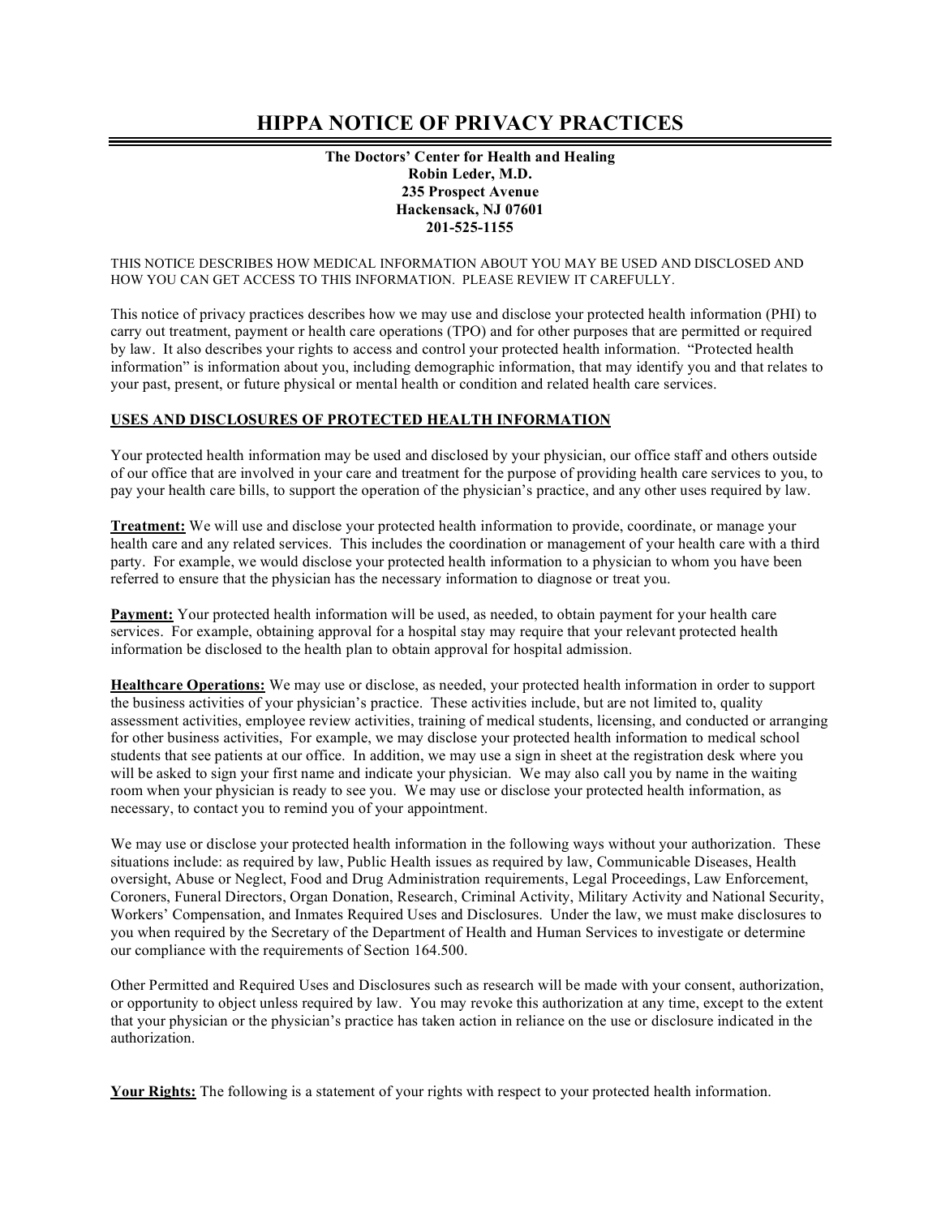# HIPPA NOTICE OF PRIVACY PRACTICES

**The Doctors' Center for Health and Healing**
**Robin Leder, M.D.**
**235 Prospect Avenue**
**Hackensack, NJ 07601**
**201-525-1155**

THIS NOTICE DESCRIBES HOW MEDICAL INFORMATION ABOUT YOU MAY BE USED AND DISCLOSED AND HOW YOU CAN GET ACCESS TO THIS INFORMATION. PLEASE REVIEW IT CAREFULLY.

This notice of privacy practices describes how we may use and disclose your protected health information (PHI) to carry out treatment, payment or health care operations (TPO) and for other purposes that are permitted or required by law. It also describes your rights to access and control your protected health information. "Protected health information" is information about you, including demographic information, that may identify you and that relates to your past, present, or future physical or mental health or condition and related health care services.

## USES AND DISCLOSURES OF PROTECTED HEALTH INFORMATION

Your protected health information may be used and disclosed by your physician, our office staff and others outside of our office that are involved in your care and treatment for the purpose of providing health care services to you, to pay your health care bills, to support the operation of the physician's practice, and any other uses required by law.

**Treatment:** We will use and disclose your protected health information to provide, coordinate, or manage your health care and any related services. This includes the coordination or management of your health care with a third party. For example, we would disclose your protected health information to a physician to whom you have been referred to ensure that the physician has the necessary information to diagnose or treat you.

**Payment:** Your protected health information will be used, as needed, to obtain payment for your health care services. For example, obtaining approval for a hospital stay may require that your relevant protected health information be disclosed to the health plan to obtain approval for hospital admission.

**Healthcare Operations:** We may use or disclose, as needed, your protected health information in order to support the business activities of your physician's practice. These activities include, but are not limited to, quality assessment activities, employee review activities, training of medical students, licensing, and conducted or arranging for other business activities, For example, we may disclose your protected health information to medical school students that see patients at our office. In addition, we may use a sign in sheet at the registration desk where you will be asked to sign your first name and indicate your physician. We may also call you by name in the waiting room when your physician is ready to see you. We may use or disclose your protected health information, as necessary, to contact you to remind you of your appointment.

We may use or disclose your protected health information in the following ways without your authorization. These situations include: as required by law, Public Health issues as required by law, Communicable Diseases, Health oversight, Abuse or Neglect, Food and Drug Administration requirements, Legal Proceedings, Law Enforcement, Coroners, Funeral Directors, Organ Donation, Research, Criminal Activity, Military Activity and National Security, Workers' Compensation, and Inmates Required Uses and Disclosures. Under the law, we must make disclosures to you when required by the Secretary of the Department of Health and Human Services to investigate or determine our compliance with the requirements of Section 164.500.

Other Permitted and Required Uses and Disclosures such as research will be made with your consent, authorization, or opportunity to object unless required by law. You may revoke this authorization at any time, except to the extent that your physician or the physician's practice has taken action in reliance on the use or disclosure indicated in the authorization.

**Your Rights:** The following is a statement of your rights with respect to your protected health information.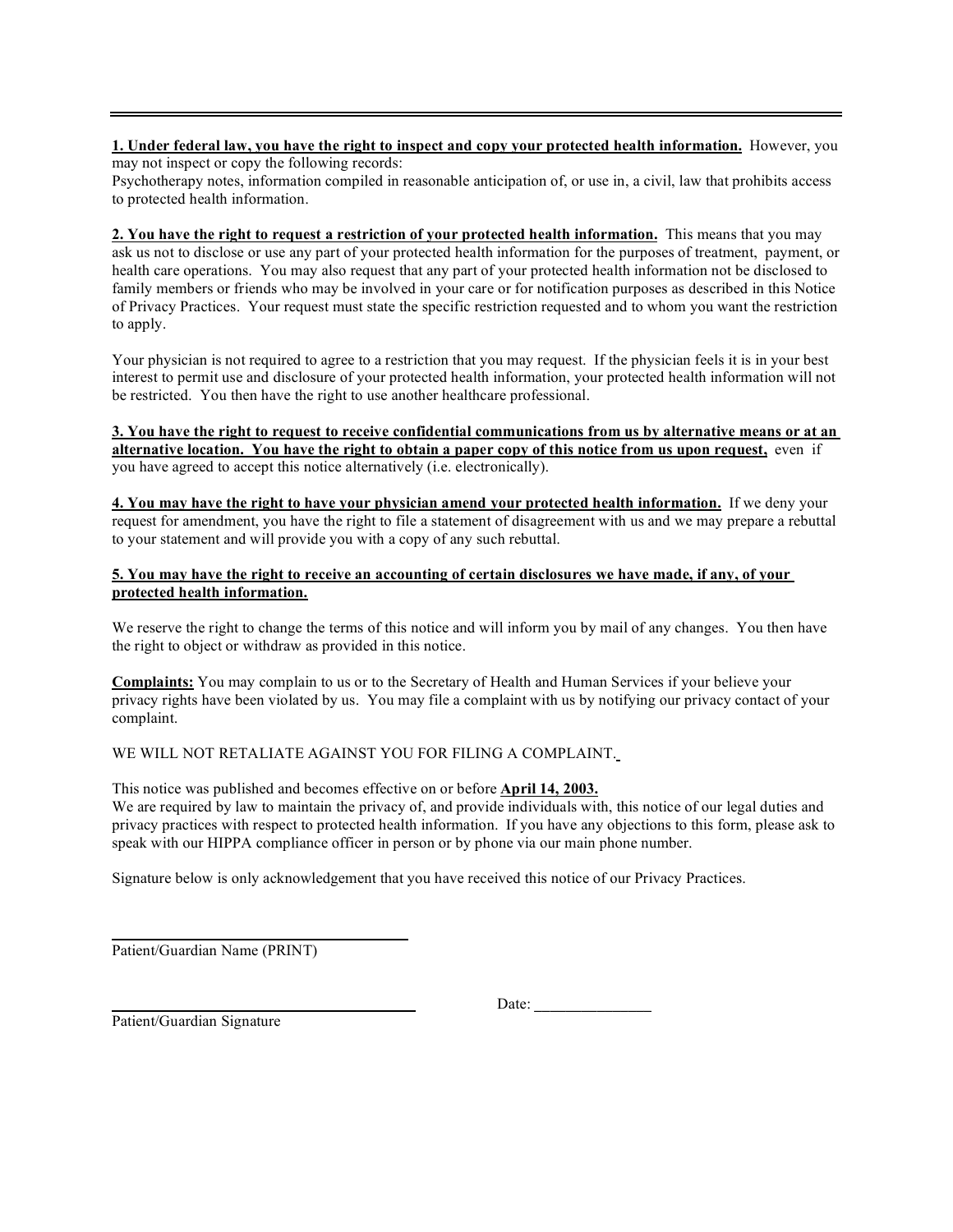---

**<u>1. Under federal law, you have the right to inspect and copy your protected health information.</u>** However, you may not inspect or copy the following records:
Psychotherapy notes, information compiled in reasonable anticipation of, or use in, a civil, law that prohibits access to protected health information.

**<u>2. You have the right to request a restriction of your protected health information.</u>** This means that you may ask us not to disclose or use any part of your protected health information for the purposes of treatment, payment, or health care operations. You may also request that any part of your protected health information not be disclosed to family members or friends who may be involved in your care or for notification purposes as described in this Notice of Privacy Practices. Your request must state the specific restriction requested and to whom you want the restriction to apply.

Your physician is not required to agree to a restriction that you may request. If the physician feels it is in your best interest to permit use and disclosure of your protected health information, your protected health information will not be restricted. You then have the right to use another healthcare professional.

**<u>3. You have the right to request to receive confidential communications from us by alternative means or at an alternative location. You have the right to obtain a paper copy of this notice from us upon request,</u>** even if you have agreed to accept this notice alternatively (i.e. electronically).

**<u>4. You may have the right to have your physician amend your protected health information.</u>** If we deny your request for amendment, you have the right to file a statement of disagreement with us and we may prepare a rebuttal to your statement and will provide you with a copy of any such rebuttal.

**<u>5. You may have the right to receive an accounting of certain disclosures we have made, if any, of your protected health information.</u>**

We reserve the right to change the terms of this notice and will inform you by mail of any changes. You then have the right to object or withdraw as provided in this notice.

**<u>Complaints:</u>** You may complain to us or to the Secretary of Health and Human Services if your believe your privacy rights have been violated by us. You may file a complaint with us by notifying our privacy contact of your complaint.

WE WILL NOT RETALIATE AGAINST YOU FOR FILING A COMPLAINT.

This notice was published and becomes effective on or before **<u>April 14, 2003.</u>**
We are required by law to maintain the privacy of, and provide individuals with, this notice of our legal duties and privacy practices with respect to protected health information. If you have any objections to this form, please ask to speak with our HIPPA compliance officer in person or by phone via our main phone number.

Signature below is only acknowledgement that you have received this notice of our Privacy Practices.

\_\_\_\_\_\_\_\_\_\_\_\_\_\_\_\_\_\_\_\_\_\_\_\_\_\_\_\_\_\_\_\_\_\_\_\_
Patient/Guardian Name (PRINT)

\_\_\_\_\_\_\_\_\_\_\_\_\_\_\_\_\_\_\_\_\_\_\_\_\_\_\_\_\_\_\_\_\_\_\_\_ Date: \_\_\_\_\_\_\_\_\_\_\_\_\_\_\_
Patient/Guardian Signature